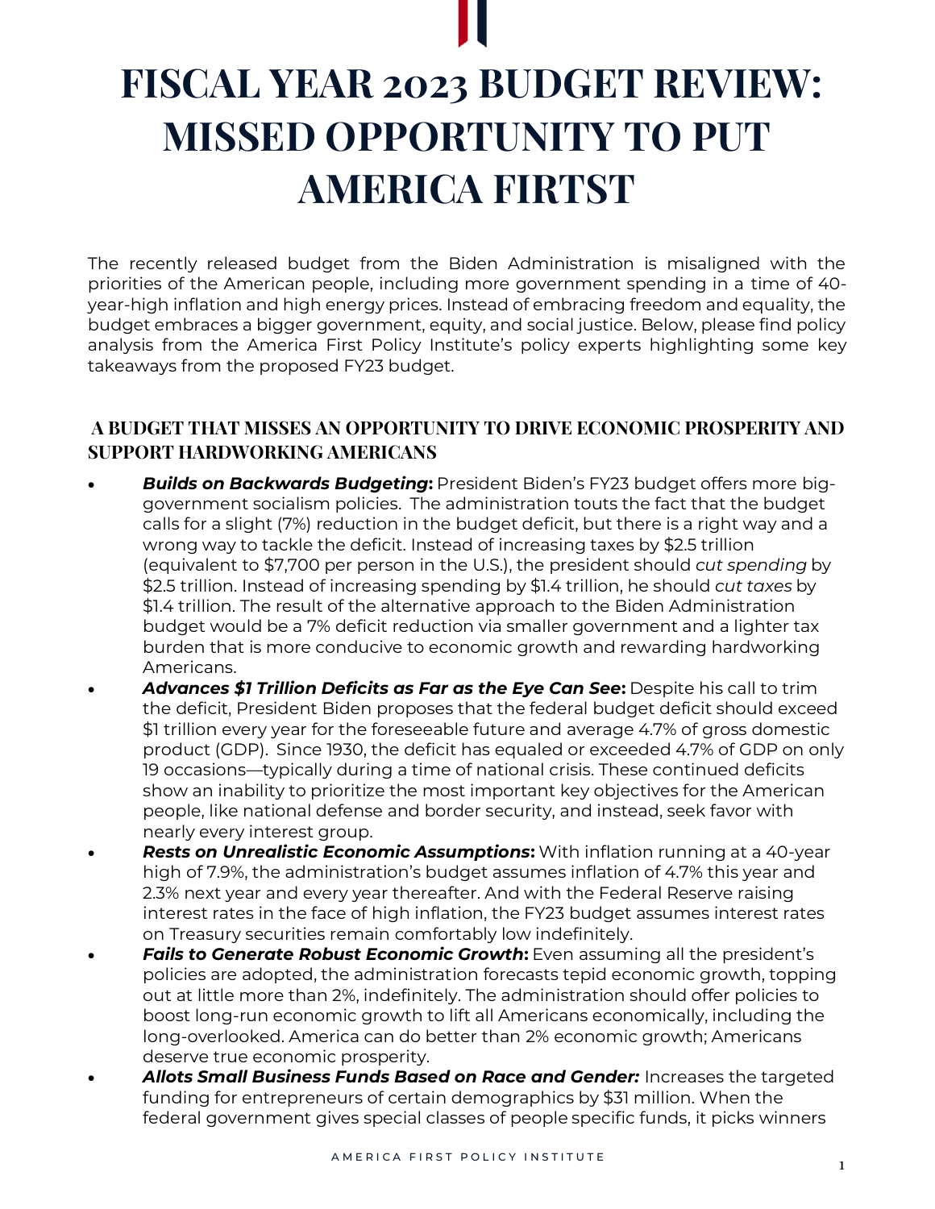# FISCAL YEAR 2023 BUDGET REVIEW: MISSED OPPORTUNITY TO PUT AMERICA FIRTST

The recently released budget from the Biden Administration is misaligned with the priorities of the American people, including more government spending in a time of 40-year-high inflation and high energy prices. Instead of embracing freedom and equality, the budget embraces a bigger government, equity, and social justice. Below, please find policy analysis from the America First Policy Institute's policy experts highlighting some key takeaways from the proposed FY23 budget.

## A BUDGET THAT MISSES AN OPPORTUNITY TO DRIVE ECONOMIC PROSPERITY AND SUPPORT HARDWORKING AMERICANS

- ***Builds on Backwards Budgeting*****:** President Biden's FY23 budget offers more big-government socialism policies. The administration touts the fact that the budget calls for a slight (7%) reduction in the budget deficit, but there is a right way and a wrong way to tackle the deficit. Instead of increasing taxes by $2.5 trillion (equivalent to $7,700 per person in the U.S.), the president should *cut spending* by $2.5 trillion. Instead of increasing spending by $1.4 trillion, he should *cut taxes* by $1.4 trillion. The result of the alternative approach to the Biden Administration budget would be a 7% deficit reduction via smaller government and a lighter tax burden that is more conducive to economic growth and rewarding hardworking Americans.
- ***Advances $1 Trillion Deficits as Far as the Eye Can See*****:** Despite his call to trim the deficit, President Biden proposes that the federal budget deficit should exceed $1 trillion every year for the foreseeable future and average 4.7% of gross domestic product (GDP). Since 1930, the deficit has equaled or exceeded 4.7% of GDP on only 19 occasions—typically during a time of national crisis. These continued deficits show an inability to prioritize the most important key objectives for the American people, like national defense and border security, and instead, seek favor with nearly every interest group.
- ***Rests on Unrealistic Economic Assumptions*****:** With inflation running at a 40-year high of 7.9%, the administration's budget assumes inflation of 4.7% this year and 2.3% next year and every year thereafter. And with the Federal Reserve raising interest rates in the face of high inflation, the FY23 budget assumes interest rates on Treasury securities remain comfortably low indefinitely.
- ***Fails to Generate Robust Economic Growth*****:** Even assuming all the president's policies are adopted, the administration forecasts tepid economic growth, topping out at little more than 2%, indefinitely. The administration should offer policies to boost long-run economic growth to lift all Americans economically, including the long-overlooked. America can do better than 2% economic growth; Americans deserve true economic prosperity.
- ***Allots Small Business Funds Based on Race and Gender:*** Increases the targeted funding for entrepreneurs of certain demographics by $31 million. When the federal government gives special classes of people specific funds, it picks winners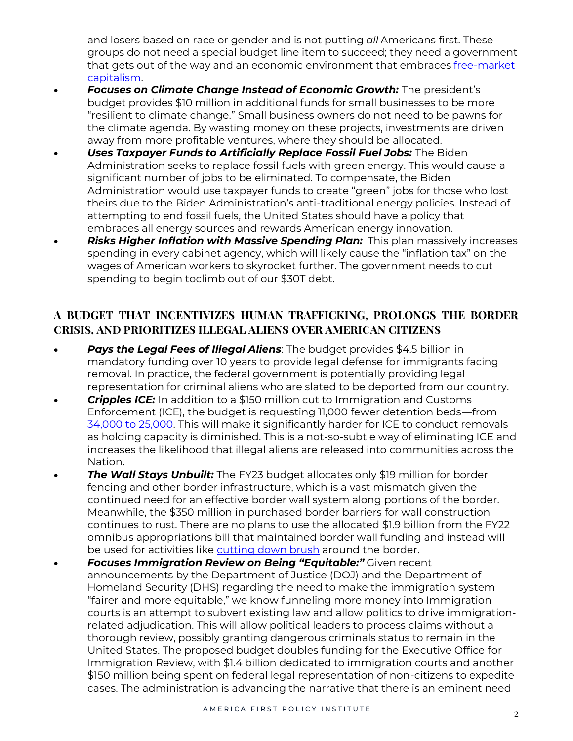and losers based on race or gender and is not putting *all* Americans first. These groups do not need a special budget line item to succeed; they need a government that gets out of the way and an economic environment that embraces free-market capitalism.

- ***Focuses on Climate Change Instead of Economic Growth:*** The president's budget provides $10 million in additional funds for small businesses to be more "resilient to climate change." Small business owners do not need to be pawns for the climate agenda. By wasting money on these projects, investments are driven away from more profitable ventures, where they should be allocated.
- ***Uses Taxpayer Funds to Artificially Replace Fossil Fuel Jobs:*** The Biden Administration seeks to replace fossil fuels with green energy. This would cause a significant number of jobs to be eliminated. To compensate, the Biden Administration would use taxpayer funds to create "green" jobs for those who lost theirs due to the Biden Administration's anti-traditional energy policies. Instead of attempting to end fossil fuels, the United States should have a policy that embraces all energy sources and rewards American energy innovation.
- ***Risks Higher Inflation with Massive Spending Plan:*** This plan massively increases spending in every cabinet agency, which will likely cause the "inflation tax" on the wages of American workers to skyrocket further. The government needs to cut spending to begin toclimb out of our $30T debt.

## A BUDGET THAT INCENTIVIZES HUMAN TRAFFICKING, PROLONGS THE BORDER CRISIS, AND PRIORITIZES ILLEGAL ALIENS OVER AMERICAN CITIZENS

- ***Pays the Legal Fees of Illegal Aliens***: The budget provides $4.5 billion in mandatory funding over 10 years to provide legal defense for immigrants facing removal. In practice, the federal government is potentially providing legal representation for criminal aliens who are slated to be deported from our country.
- ***Cripples ICE:*** In addition to a $150 million cut to Immigration and Customs Enforcement (ICE), the budget is requesting 11,000 fewer detention beds—from 34,000 to 25,000. This will make it significantly harder for ICE to conduct removals as holding capacity is diminished. This is a not-so-subtle way of eliminating ICE and increases the likelihood that illegal aliens are released into communities across the Nation.
- ***The Wall Stays Unbuilt:*** The FY23 budget allocates only $19 million for border fencing and other border infrastructure, which is a vast mismatch given the continued need for an effective border wall system along portions of the border. Meanwhile, the $350 million in purchased border barriers for wall construction continues to rust. There are no plans to use the allocated $1.9 billion from the FY22 omnibus appropriations bill that maintained border wall funding and instead will be used for activities like cutting down brush around the border.
- ***Focuses Immigration Review on Being "Equitable:"*** Given recent announcements by the Department of Justice (DOJ) and the Department of Homeland Security (DHS) regarding the need to make the immigration system "fairer and more equitable," we know funneling more money into Immigration courts is an attempt to subvert existing law and allow politics to drive immigration-related adjudication. This will allow political leaders to process claims without a thorough review, possibly granting dangerous criminals status to remain in the United States. The proposed budget doubles funding for the Executive Office for Immigration Review, with $1.4 billion dedicated to immigration courts and another $150 million being spent on federal legal representation of non-citizens to expedite cases. The administration is advancing the narrative that there is an eminent need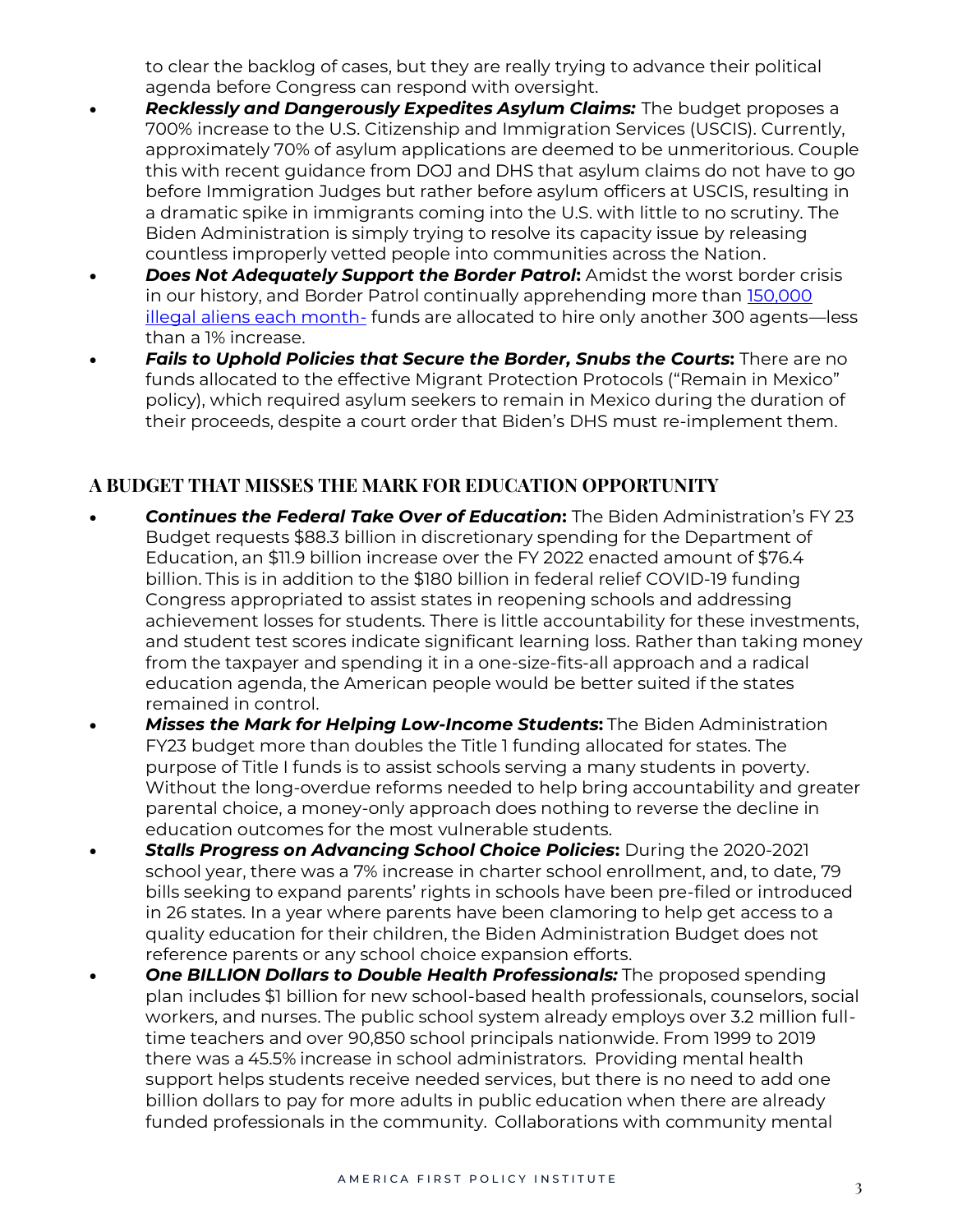to clear the backlog of cases, but they are really trying to advance their political agenda before Congress can respond with oversight.

- ***Recklessly and Dangerously Expedites Asylum Claims:*** The budget proposes a 700% increase to the U.S. Citizenship and Immigration Services (USCIS). Currently, approximately 70% of asylum applications are deemed to be unmeritorious. Couple this with recent guidance from DOJ and DHS that asylum claims do not have to go before Immigration Judges but rather before asylum officers at USCIS, resulting in a dramatic spike in immigrants coming into the U.S. with little to no scrutiny. The Biden Administration is simply trying to resolve its capacity issue by releasing countless improperly vetted people into communities across the Nation.
- ***Does Not Adequately Support the Border Patrol*:** Amidst the worst border crisis in our history, and Border Patrol continually apprehending more than [150,000 illegal aliens each month-]() funds are allocated to hire only another 300 agents—less than a 1% increase.
- ***Fails to Uphold Policies that Secure the Border, Snubs the Courts*:** There are no funds allocated to the effective Migrant Protection Protocols ("Remain in Mexico" policy), which required asylum seekers to remain in Mexico during the duration of their proceeds, despite a court order that Biden's DHS must re-implement them.

## A BUDGET THAT MISSES THE MARK FOR EDUCATION OPPORTUNITY

- ***Continues the Federal Take Over of Education*:** The Biden Administration's FY 23 Budget requests $88.3 billion in discretionary spending for the Department of Education, an $11.9 billion increase over the FY 2022 enacted amount of $76.4 billion. This is in addition to the $180 billion in federal relief COVID-19 funding Congress appropriated to assist states in reopening schools and addressing achievement losses for students. There is little accountability for these investments, and student test scores indicate significant learning loss. Rather than taking money from the taxpayer and spending it in a one-size-fits-all approach and a radical education agenda, the American people would be better suited if the states remained in control.
- ***Misses the Mark for Helping Low-Income Students*:** The Biden Administration FY23 budget more than doubles the Title 1 funding allocated for states. The purpose of Title I funds is to assist schools serving a many students in poverty. Without the long-overdue reforms needed to help bring accountability and greater parental choice, a money-only approach does nothing to reverse the decline in education outcomes for the most vulnerable students.
- ***Stalls Progress on Advancing School Choice Policies*:** During the 2020-2021 school year, there was a 7% increase in charter school enrollment, and, to date, 79 bills seeking to expand parents' rights in schools have been pre-filed or introduced in 26 states. In a year where parents have been clamoring to help get access to a quality education for their children, the Biden Administration Budget does not reference parents or any school choice expansion efforts.
- ***One BILLION Dollars to Double Health Professionals:*** The proposed spending plan includes $1 billion for new school-based health professionals, counselors, social workers, and nurses. The public school system already employs over 3.2 million full-time teachers and over 90,850 school principals nationwide. From 1999 to 2019 there was a 45.5% increase in school administrators. Providing mental health support helps students receive needed services, but there is no need to add one billion dollars to pay for more adults in public education when there are already funded professionals in the community. Collaborations with community mental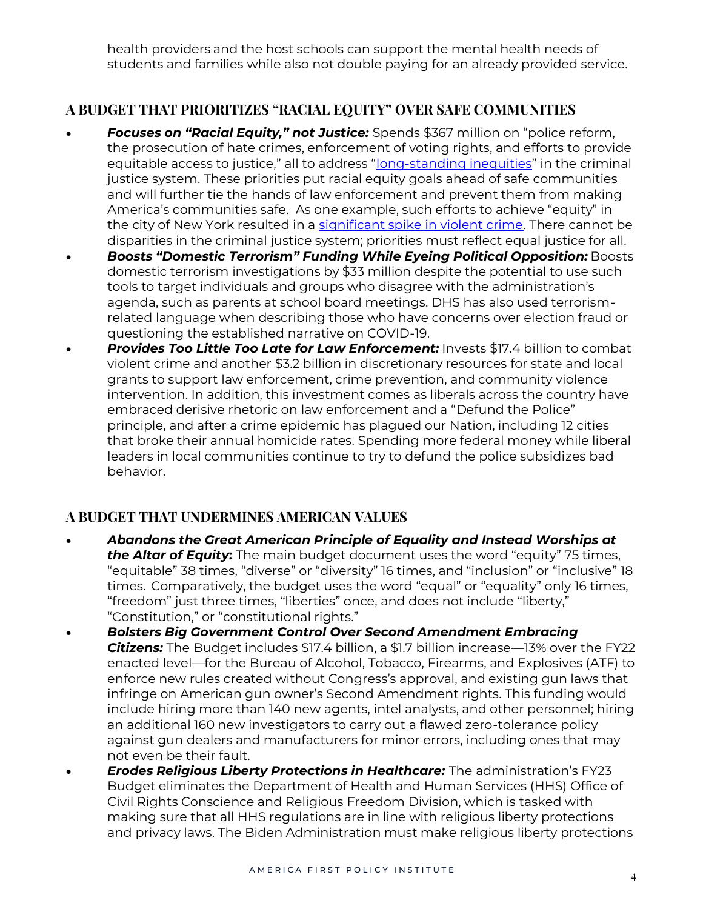health providers and the host schools can support the mental health needs of students and families while also not double paying for an already provided service.

## A BUDGET THAT PRIORITIZES "RACIAL EQUITY" OVER SAFE COMMUNITIES

- ***Focuses on "Racial Equity," not Justice:*** Spends $367 million on "police reform, the prosecution of hate crimes, enforcement of voting rights, and efforts to provide equitable access to justice," all to address "long-standing inequities" in the criminal justice system. These priorities put racial equity goals ahead of safe communities and will further tie the hands of law enforcement and prevent them from making America's communities safe. As one example, such efforts to achieve "equity" in the city of New York resulted in a significant spike in violent crime. There cannot be disparities in the criminal justice system; priorities must reflect equal justice for all.
- ***Boosts "Domestic Terrorism" Funding While Eyeing Political Opposition:*** Boosts domestic terrorism investigations by $33 million despite the potential to use such tools to target individuals and groups who disagree with the administration's agenda, such as parents at school board meetings. DHS has also used terrorism-related language when describing those who have concerns over election fraud or questioning the established narrative on COVID-19.
- ***Provides Too Little Too Late for Law Enforcement:*** Invests $17.4 billion to combat violent crime and another $3.2 billion in discretionary resources for state and local grants to support law enforcement, crime prevention, and community violence intervention. In addition, this investment comes as liberals across the country have embraced derisive rhetoric on law enforcement and a "Defund the Police" principle, and after a crime epidemic has plagued our Nation, including 12 cities that broke their annual homicide rates. Spending more federal money while liberal leaders in local communities continue to try to defund the police subsidizes bad behavior.

## A BUDGET THAT UNDERMINES AMERICAN VALUES

- ***Abandons the Great American Principle of Equality and Instead Worships at the Altar of Equity*:** The main budget document uses the word "equity" 75 times, "equitable" 38 times, "diverse" or "diversity" 16 times, and "inclusion" or "inclusive" 18 times. Comparatively, the budget uses the word "equal" or "equality" only 16 times, "freedom" just three times, "liberties" once, and does not include "liberty," "Constitution," or "constitutional rights."
- ***Bolsters Big Government Control Over Second Amendment Embracing Citizens:*** The Budget includes $17.4 billion, a $1.7 billion increase—13% over the FY22 enacted level—for the Bureau of Alcohol, Tobacco, Firearms, and Explosives (ATF) to enforce new rules created without Congress's approval, and existing gun laws that infringe on American gun owner's Second Amendment rights. This funding would include hiring more than 140 new agents, intel analysts, and other personnel; hiring an additional 160 new investigators to carry out a flawed zero-tolerance policy against gun dealers and manufacturers for minor errors, including ones that may not even be their fault.
- ***Erodes Religious Liberty Protections in Healthcare:*** The administration's FY23 Budget eliminates the Department of Health and Human Services (HHS) Office of Civil Rights Conscience and Religious Freedom Division, which is tasked with making sure that all HHS regulations are in line with religious liberty protections and privacy laws. The Biden Administration must make religious liberty protections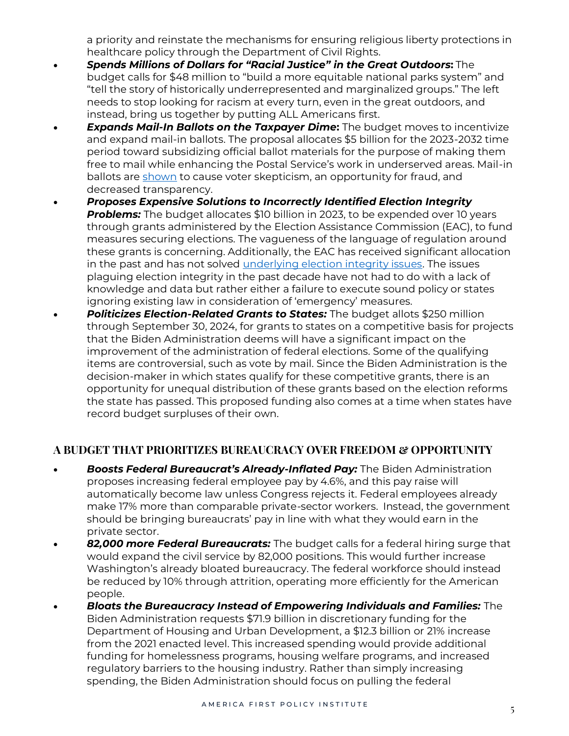a priority and reinstate the mechanisms for ensuring religious liberty protections in healthcare policy through the Department of Civil Rights.

- ***Spends Millions of Dollars for "Racial Justice" in the Great Outdoors*:** The budget calls for $48 million to "build a more equitable national parks system" and "tell the story of historically underrepresented and marginalized groups." The left needs to stop looking for racism at every turn, even in the great outdoors, and instead, bring us together by putting ALL Americans first.
- ***Expands Mail-In Ballots on the Taxpayer Dime*:** The budget moves to incentivize and expand mail-in ballots. The proposal allocates $5 billion for the 2023-2032 time period toward subsidizing official ballot materials for the purpose of making them free to mail while enhancing the Postal Service's work in underserved areas. Mail-in ballots are shown to cause voter skepticism, an opportunity for fraud, and decreased transparency.
- ***Proposes Expensive Solutions to Incorrectly Identified Election Integrity Problems:*** The budget allocates $10 billion in 2023, to be expended over 10 years through grants administered by the Election Assistance Commission (EAC), to fund measures securing elections. The vagueness of the language of regulation around these grants is concerning. Additionally, the EAC has received significant allocation in the past and has not solved underlying election integrity issues. The issues plaguing election integrity in the past decade have not had to do with a lack of knowledge and data but rather either a failure to execute sound policy or states ignoring existing law in consideration of 'emergency' measures.
- ***Politicizes Election-Related Grants to States:*** The budget allots $250 million through September 30, 2024, for grants to states on a competitive basis for projects that the Biden Administration deems will have a significant impact on the improvement of the administration of federal elections. Some of the qualifying items are controversial, such as vote by mail. Since the Biden Administration is the decision-maker in which states qualify for these competitive grants, there is an opportunity for unequal distribution of these grants based on the election reforms the state has passed. This proposed funding also comes at a time when states have record budget surpluses of their own.

## A BUDGET THAT PRIORITIZES BUREAUCRACY OVER FREEDOM & OPPORTUNITY

- ***Boosts Federal Bureaucrat's Already-Inflated Pay:*** The Biden Administration proposes increasing federal employee pay by 4.6%, and this pay raise will automatically become law unless Congress rejects it. Federal employees already make 17% more than comparable private-sector workers. Instead, the government should be bringing bureaucrats' pay in line with what they would earn in the private sector.
- ***82,000 more Federal Bureaucrats:*** The budget calls for a federal hiring surge that would expand the civil service by 82,000 positions. This would further increase Washington's already bloated bureaucracy. The federal workforce should instead be reduced by 10% through attrition, operating more efficiently for the American people.
- ***Bloats the Bureaucracy Instead of Empowering Individuals and Families:*** The Biden Administration requests $71.9 billion in discretionary funding for the Department of Housing and Urban Development, a $12.3 billion or 21% increase from the 2021 enacted level. This increased spending would provide additional funding for homelessness programs, housing welfare programs, and increased regulatory barriers to the housing industry. Rather than simply increasing spending, the Biden Administration should focus on pulling the federal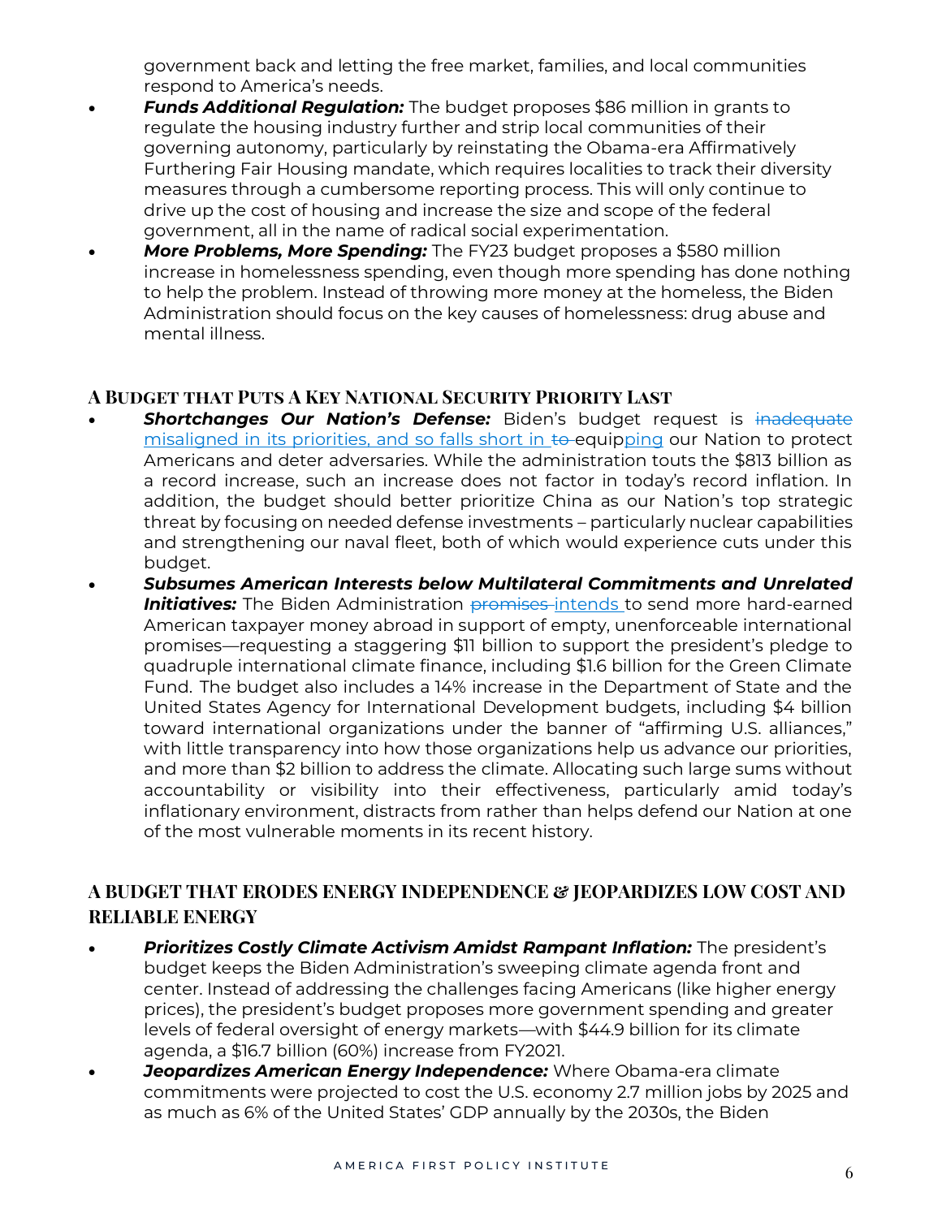government back and letting the free market, families, and local communities respond to America's needs.

- ***Funds Additional Regulation:*** The budget proposes $86 million in grants to regulate the housing industry further and strip local communities of their governing autonomy, particularly by reinstating the Obama-era Affirmatively Furthering Fair Housing mandate, which requires localities to track their diversity measures through a cumbersome reporting process. This will only continue to drive up the cost of housing and increase the size and scope of the federal government, all in the name of radical social experimentation.
- ***More Problems, More Spending:*** The FY23 budget proposes a $580 million increase in homelessness spending, even though more spending has done nothing to help the problem. Instead of throwing more money at the homeless, the Biden Administration should focus on the key causes of homelessness: drug abuse and mental illness.

## A Budget that Puts A Key National Security Priority Last

- ***Shortchanges Our Nation's Defense:*** Biden's budget request is ~~inadequate~~ misaligned in its priorities, and so falls short in ~~to~~ equipping our Nation to protect Americans and deter adversaries. While the administration touts the $813 billion as a record increase, such an increase does not factor in today's record inflation. In addition, the budget should better prioritize China as our Nation's top strategic threat by focusing on needed defense investments – particularly nuclear capabilities and strengthening our naval fleet, both of which would experience cuts under this budget.
- ***Subsumes American Interests below Multilateral Commitments and Unrelated Initiatives:*** The Biden Administration ~~promises~~ intends to send more hard-earned American taxpayer money abroad in support of empty, unenforceable international promises—requesting a staggering $11 billion to support the president's pledge to quadruple international climate finance, including $1.6 billion for the Green Climate Fund. The budget also includes a 14% increase in the Department of State and the United States Agency for International Development budgets, including $4 billion toward international organizations under the banner of "affirming U.S. alliances," with little transparency into how those organizations help us advance our priorities, and more than $2 billion to address the climate. Allocating such large sums without accountability or visibility into their effectiveness, particularly amid today's inflationary environment, distracts from rather than helps defend our Nation at one of the most vulnerable moments in its recent history.

## A BUDGET THAT ERODES ENERGY INDEPENDENCE & JEOPARDIZES LOW COST AND RELIABLE ENERGY

- ***Prioritizes Costly Climate Activism Amidst Rampant Inflation:*** The president's budget keeps the Biden Administration's sweeping climate agenda front and center. Instead of addressing the challenges facing Americans (like higher energy prices), the president's budget proposes more government spending and greater levels of federal oversight of energy markets—with $44.9 billion for its climate agenda, a $16.7 billion (60%) increase from FY2021.
- ***Jeopardizes American Energy Independence:*** Where Obama-era climate commitments were projected to cost the U.S. economy 2.7 million jobs by 2025 and as much as 6% of the United States' GDP annually by the 2030s, the Biden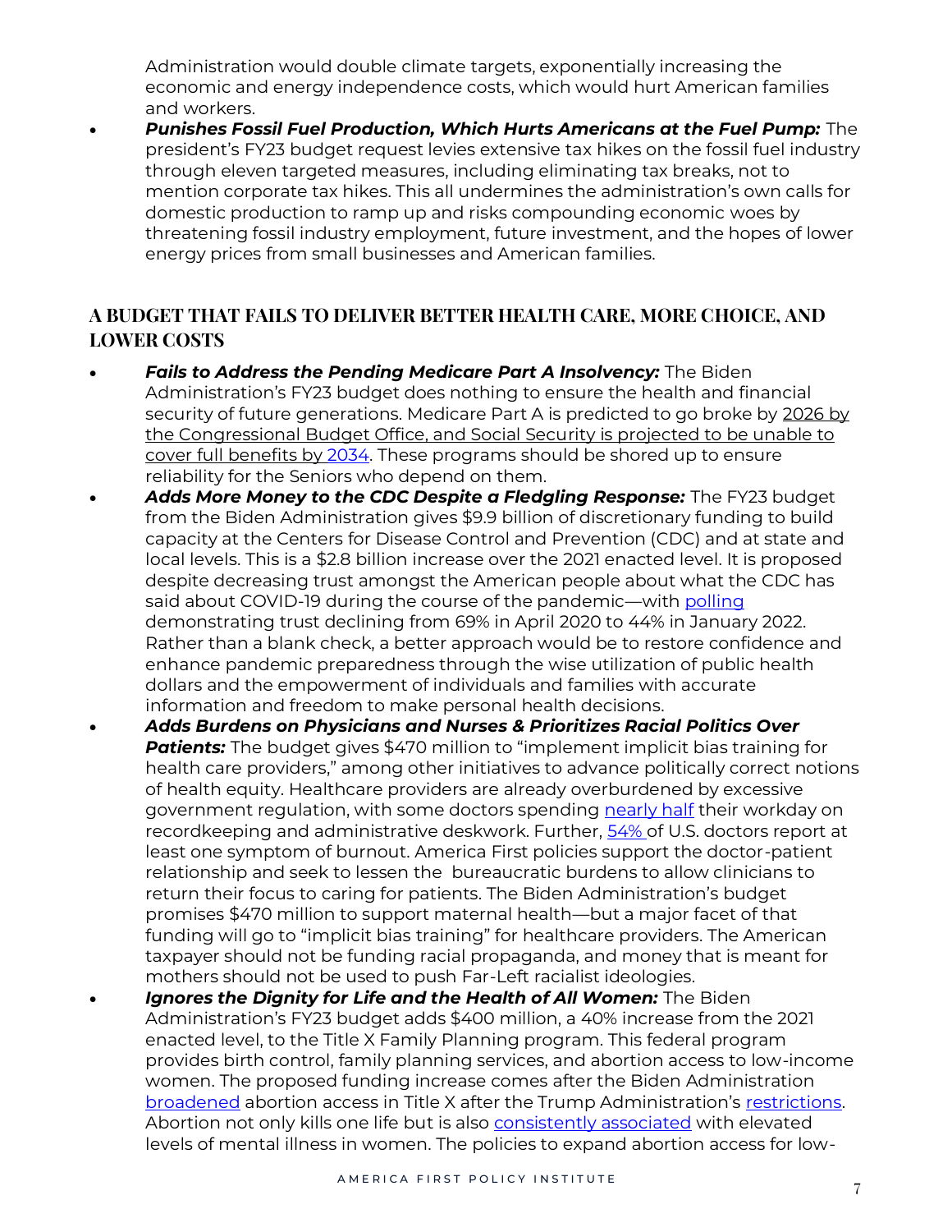Administration would double climate targets, exponentially increasing the economic and energy independence costs, which would hurt American families and workers.

- ***Punishes Fossil Fuel Production, Which Hurts Americans at the Fuel Pump:*** The president's FY23 budget request levies extensive tax hikes on the fossil fuel industry through eleven targeted measures, including eliminating tax breaks, not to mention corporate tax hikes. This all undermines the administration's own calls for domestic production to ramp up and risks compounding economic woes by threatening fossil industry employment, future investment, and the hopes of lower energy prices from small businesses and American families.

## A BUDGET THAT FAILS TO DELIVER BETTER HEALTH CARE, MORE CHOICE, AND LOWER COSTS

- ***Fails to Address the Pending Medicare Part A Insolvency:*** The Biden Administration's FY23 budget does nothing to ensure the health and financial security of future generations. Medicare Part A is predicted to go broke by 2026 by the Congressional Budget Office, and Social Security is projected to be unable to cover full benefits by 2034. These programs should be shored up to ensure reliability for the Seniors who depend on them.
- ***Adds More Money to the CDC Despite a Fledgling Response:*** The FY23 budget from the Biden Administration gives $9.9 billion of discretionary funding to build capacity at the Centers for Disease Control and Prevention (CDC) and at state and local levels. This is a $2.8 billion increase over the 2021 enacted level. It is proposed despite decreasing trust amongst the American people about what the CDC has said about COVID-19 during the course of the pandemic—with polling demonstrating trust declining from 69% in April 2020 to 44% in January 2022. Rather than a blank check, a better approach would be to restore confidence and enhance pandemic preparedness through the wise utilization of public health dollars and the empowerment of individuals and families with accurate information and freedom to make personal health decisions.
- ***Adds Burdens on Physicians and Nurses & Prioritizes Racial Politics Over Patients:*** The budget gives $470 million to "implement implicit bias training for health care providers," among other initiatives to advance politically correct notions of health equity. Healthcare providers are already overburdened by excessive government regulation, with some doctors spending nearly half their workday on recordkeeping and administrative deskwork. Further, 54% of U.S. doctors report at least one symptom of burnout. America First policies support the doctor-patient relationship and seek to lessen the bureaucratic burdens to allow clinicians to return their focus to caring for patients. The Biden Administration's budget promises $470 million to support maternal health—but a major facet of that funding will go to "implicit bias training" for healthcare providers. The American taxpayer should not be funding racial propaganda, and money that is meant for mothers should not be used to push Far-Left racialist ideologies.
- ***Ignores the Dignity for Life and the Health of All Women:*** The Biden Administration's FY23 budget adds $400 million, a 40% increase from the 2021 enacted level, to the Title X Family Planning program. This federal program provides birth control, family planning services, and abortion access to low-income women. The proposed funding increase comes after the Biden Administration broadened abortion access in Title X after the Trump Administration's restrictions. Abortion not only kills one life but is also consistently associated with elevated levels of mental illness in women. The policies to expand abortion access for low-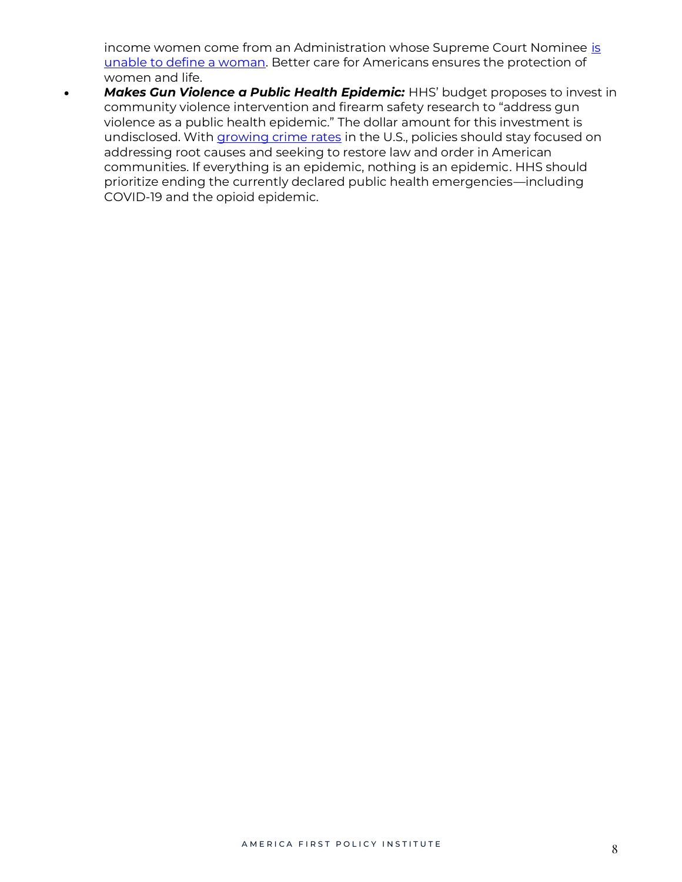income women come from an Administration whose Supreme Court Nominee is unable to define a woman. Better care for Americans ensures the protection of women and life.

- ***Makes Gun Violence a Public Health Epidemic:*** HHS' budget proposes to invest in community violence intervention and firearm safety research to "address gun violence as a public health epidemic." The dollar amount for this investment is undisclosed. With growing crime rates in the U.S., policies should stay focused on addressing root causes and seeking to restore law and order in American communities. If everything is an epidemic, nothing is an epidemic. HHS should prioritize ending the currently declared public health emergencies—including COVID-19 and the opioid epidemic.